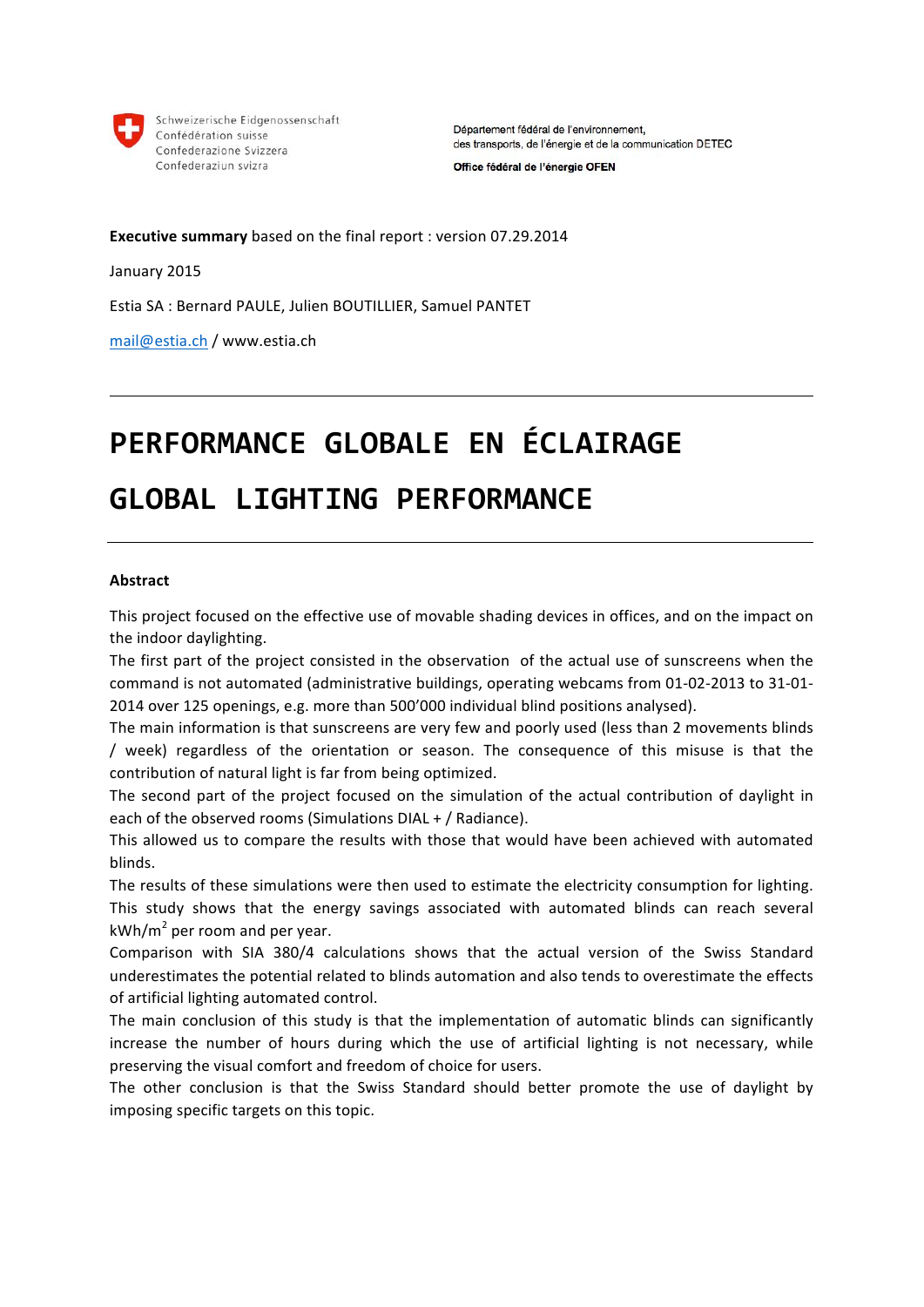Schweizerische Eidgenossenschaft
Confédération suisse
Confederazione Svizzera
Confederaziun svizra

Département fédéral de l'environnement,
des transports, de l'énergie et de la communication DETEC

**Office fédéral de l'énergie OFEN**

**Executive summary** based on the final report : version 07.29.2014

January 2015

Estia SA : Bernard PAULE, Julien BOUTILLIER, Samuel PANTET

mail@estia.ch / www.estia.ch

---

# PERFORMANCE GLOBALE EN ÉCLAIRAGE

# GLOBAL LIGHTING PERFORMANCE

---

### Abstract

This project focused on the effective use of movable shading devices in offices, and on the impact on the indoor daylighting.

The first part of the project consisted in the observation of the actual use of sunscreens when the command is not automated (administrative buildings, operating webcams from 01-02-2013 to 31-01-2014 over 125 openings, e.g. more than 500'000 individual blind positions analysed).

The main information is that sunscreens are very few and poorly used (less than 2 movements blinds / week) regardless of the orientation or season. The consequence of this misuse is that the contribution of natural light is far from being optimized.

The second part of the project focused on the simulation of the actual contribution of daylight in each of the observed rooms (Simulations DIAL + / Radiance).

This allowed us to compare the results with those that would have been achieved with automated blinds.

The results of these simulations were then used to estimate the electricity consumption for lighting. This study shows that the energy savings associated with automated blinds can reach several kWh/m$^2$ per room and per year.

Comparison with SIA 380/4 calculations shows that the actual version of the Swiss Standard underestimates the potential related to blinds automation and also tends to overestimate the effects of artificial lighting automated control.

The main conclusion of this study is that the implementation of automatic blinds can significantly increase the number of hours during which the use of artificial lighting is not necessary, while preserving the visual comfort and freedom of choice for users.

The other conclusion is that the Swiss Standard should better promote the use of daylight by imposing specific targets on this topic.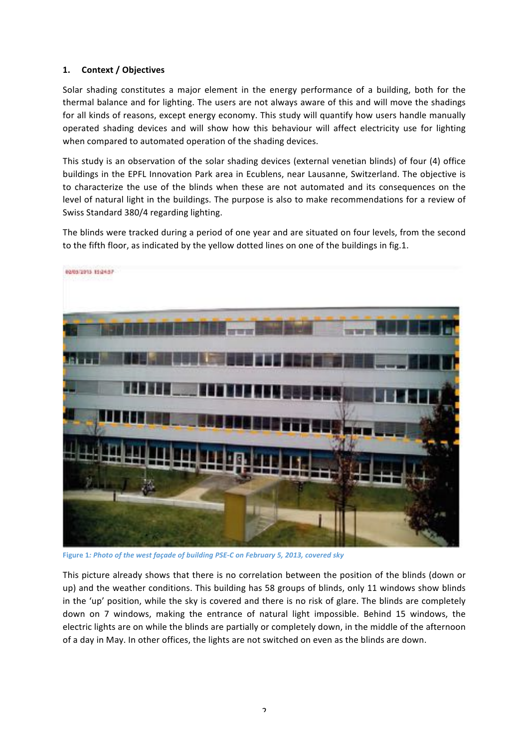## 1. Context / Objectives

Solar shading constitutes a major element in the energy performance of a building, both for the thermal balance and for lighting. The users are not always aware of this and will move the shadings for all kinds of reasons, except energy economy. This study will quantify how users handle manually operated shading devices and will show how this behaviour will affect electricity use for lighting when compared to automated operation of the shading devices.

This study is an observation of the solar shading devices (external venetian blinds) of four (4) office buildings in the EPFL Innovation Park area in Ecublens, near Lausanne, Switzerland. The objective is to characterize the use of the blinds when these are not automated and its consequences on the level of natural light in the buildings. The purpose is also to make recommendations for a review of Swiss Standard 380/4 regarding lighting.

The blinds were tracked during a period of one year and are situated on four levels, from the second to the fifth floor, as indicated by the yellow dotted lines on one of the buildings in fig.1.

**Figure 1**: *Photo of the west façade of building PSE-C on February 5, 2013, covered sky*

This picture already shows that there is no correlation between the position of the blinds (down or up) and the weather conditions. This building has 58 groups of blinds, only 11 windows show blinds in the 'up' position, while the sky is covered and there is no risk of glare. The blinds are completely down on 7 windows, making the entrance of natural light impossible. Behind 15 windows, the electric lights are on while the blinds are partially or completely down, in the middle of the afternoon of a day in May. In other offices, the lights are not switched on even as the blinds are down.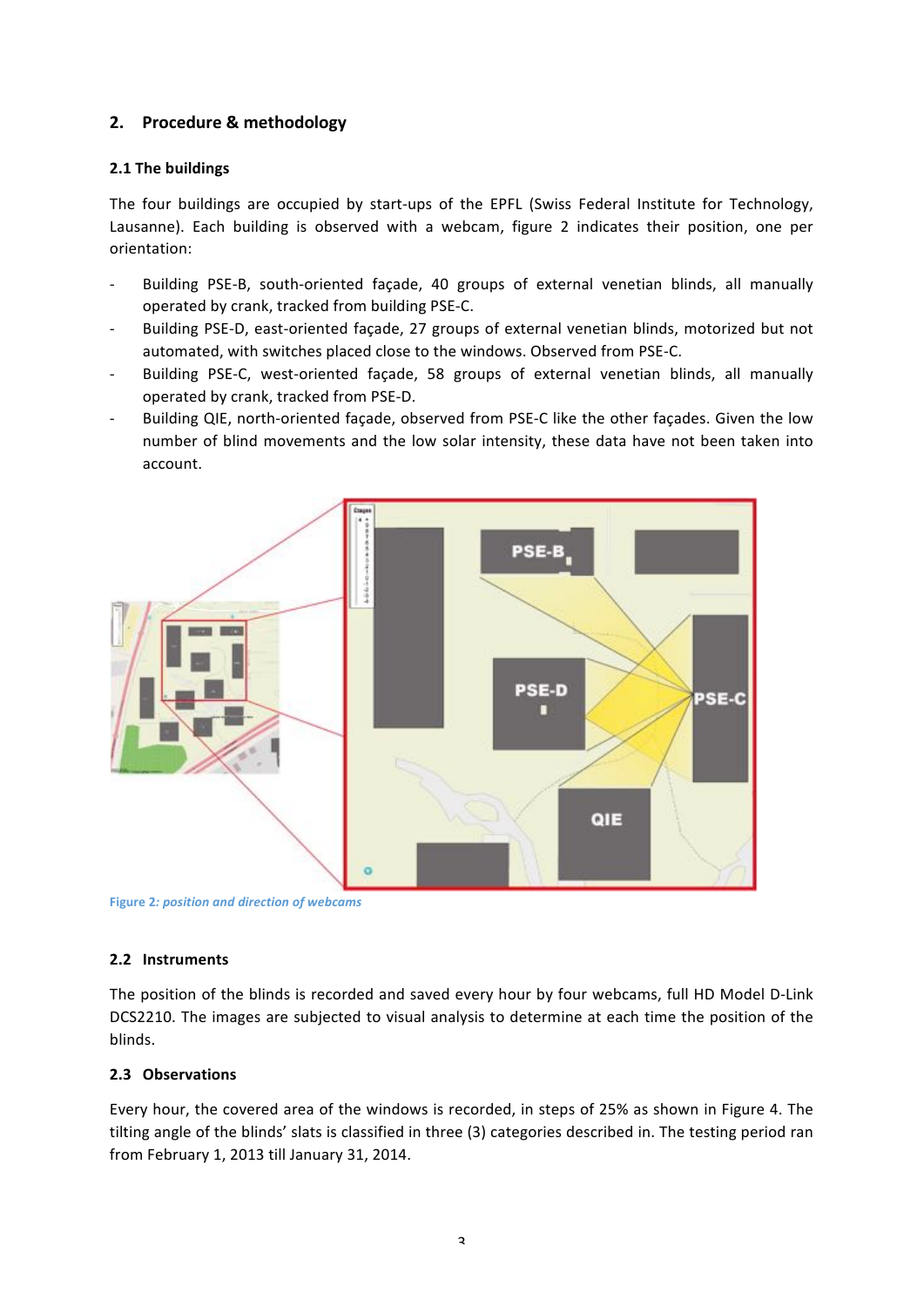## 2. Procedure & methodology

### 2.1 The buildings

The four buildings are occupied by start-ups of the EPFL (Swiss Federal Institute for Technology, Lausanne). Each building is observed with a webcam, figure 2 indicates their position, one per orientation:

- Building PSE-B, south-oriented façade, 40 groups of external venetian blinds, all manually operated by crank, tracked from building PSE-C.
- Building PSE-D, east-oriented façade, 27 groups of external venetian blinds, motorized but not automated, with switches placed close to the windows. Observed from PSE-C.
- Building PSE-C, west-oriented façade, 58 groups of external venetian blinds, all manually operated by crank, tracked from PSE-D.
- Building QIE, north-oriented façade, observed from PSE-C like the other façades. Given the low number of blind movements and the low solar intensity, these data have not been taken into account.

Figure 2*: position and direction of webcams*

### 2.2 Instruments

The position of the blinds is recorded and saved every hour by four webcams, full HD Model D-Link DCS2210. The images are subjected to visual analysis to determine at each time the position of the blinds.

### 2.3 Observations

Every hour, the covered area of the windows is recorded, in steps of 25% as shown in Figure 4. The tilting angle of the blinds' slats is classified in three (3) categories described in. The testing period ran from February 1, 2013 till January 31, 2014.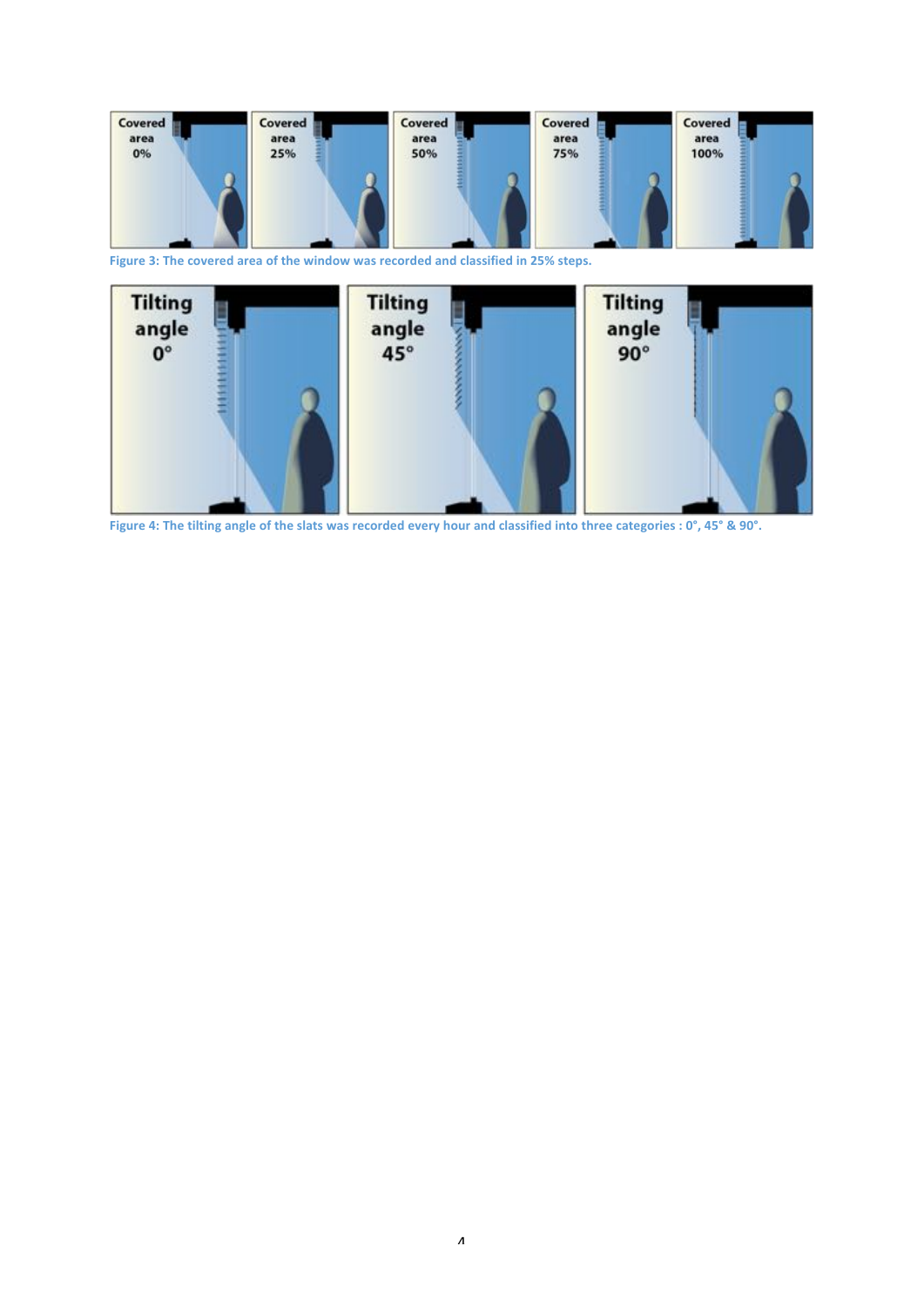Figure 3: The covered area of the window was recorded and classified in 25% steps.

Figure 4: The tilting angle of the slats was recorded every hour and classified into three categories : 0°, 45° & 90°.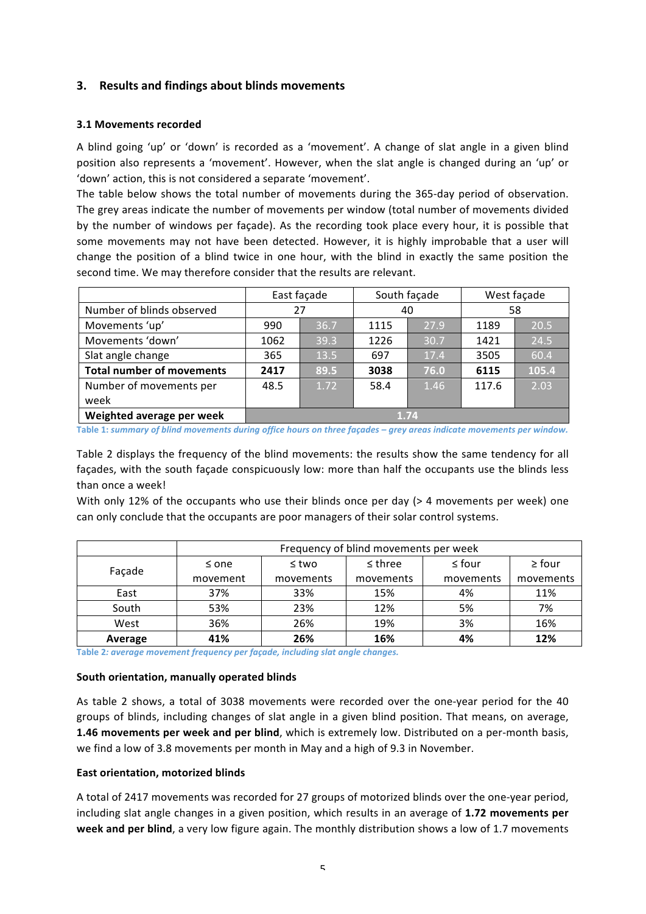## 3. Results and findings about blinds movements

### 3.1 Movements recorded

A blind going 'up' or 'down' is recorded as a 'movement'. A change of slat angle in a given blind position also represents a 'movement'. However, when the slat angle is changed during an 'up' or 'down' action, this is not considered a separate 'movement'.

The table below shows the total number of movements during the 365-day period of observation. The grey areas indicate the number of movements per window (total number of movements divided by the number of windows per façade). As the recording took place every hour, it is possible that some movements may not have been detected. However, it is highly improbable that a user will change the position of a blind twice in one hour, with the blind in exactly the same position the second time. We may therefore consider that the results are relevant.

| | East façade | | South façade | | West façade | |
|---|---|---|---|---|---|---|
| Number of blinds observed | 27 | | 40 | | 58 | |
| Movements 'up' | 990 | 36.7 | 1115 | 27.9 | 1189 | 20.5 |
| Movements 'down' | 1062 | 39.3 | 1226 | 30.7 | 1421 | 24.5 |
| Slat angle change | 365 | 13.5 | 697 | 17.4 | 3505 | 60.4 |
| **Total number of movements** | **2417** | **89.5** | **3038** | **76.0** | **6115** | **105.4** |
| Number of movements per week | 48.5 | 1.72 | 58.4 | 1.46 | 117.6 | 2.03 |
| **Weighted average per week** | 1.74 | | | | | |

*Table 1: summary of blind movements during office hours on three façades – grey areas indicate movements per window.*

Table 2 displays the frequency of the blind movements: the results show the same tendency for all façades, with the south façade conspicuously low: more than half the occupants use the blinds less than once a week!

With only 12% of the occupants who use their blinds once per day (> 4 movements per week) one can only conclude that the occupants are poor managers of their solar control systems.

| Façade | Frequency of blind movements per week | | | | |
|---|---|---|---|---|---|
| | ≤ one movement | ≤ two movements | ≤ three movements | ≤ four movements | ≥ four movements |
| East | 37% | 33% | 15% | 4% | 11% |
| South | 53% | 23% | 12% | 5% | 7% |
| West | 36% | 26% | 19% | 3% | 16% |
| **Average** | **41%** | **26%** | **16%** | **4%** | **12%** |

*Table 2: average movement frequency per façade, including slat angle changes.*

#### South orientation, manually operated blinds

As table 2 shows, a total of 3038 movements were recorded over the one-year period for the 40 groups of blinds, including changes of slat angle in a given blind position. That means, on average, **1.46 movements per week and per blind**, which is extremely low. Distributed on a per-month basis, we find a low of 3.8 movements per month in May and a high of 9.3 in November.

#### East orientation, motorized blinds

A total of 2417 movements was recorded for 27 groups of motorized blinds over the one-year period, including slat angle changes in a given position, which results in an average of **1.72 movements per week and per blind**, a very low figure again. The monthly distribution shows a low of 1.7 movements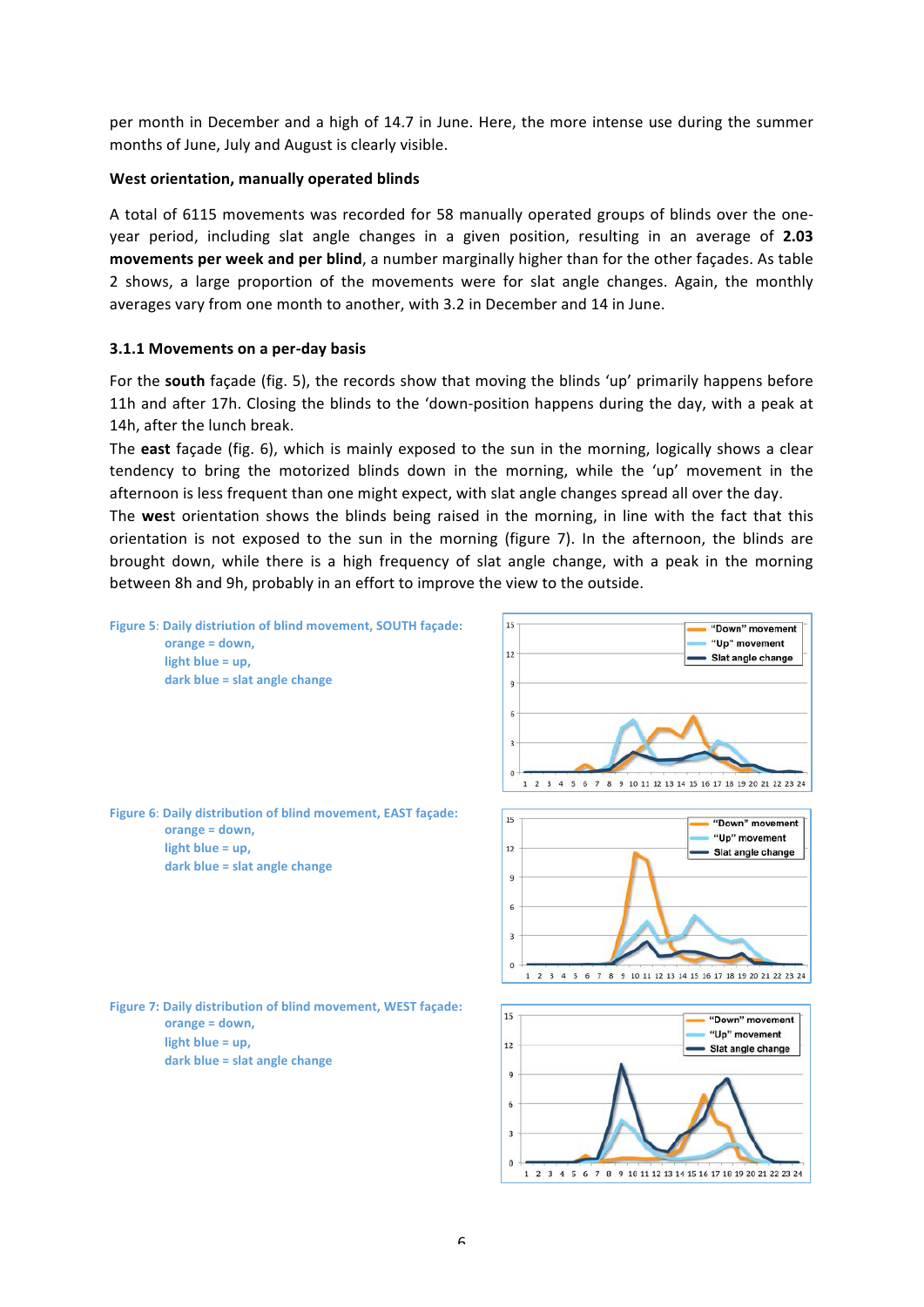per month in December and a high of 14.7 in June. Here, the more intense use during the summer months of June, July and August is clearly visible.

**West orientation, manually operated blinds**

A total of 6115 movements was recorded for 58 manually operated groups of blinds over the one-year period, including slat angle changes in a given position, resulting in an average of **2.03 movements per week and per blind**, a number marginally higher than for the other façades. As table 2 shows, a large proportion of the movements were for slat angle changes. Again, the monthly averages vary from one month to another, with 3.2 in December and 14 in June.

### 3.1.1 Movements on a per-day basis

For the **south** façade (fig. 5), the records show that moving the blinds 'up' primarily happens before 11h and after 17h. Closing the blinds to the 'down-position happens during the day, with a peak at 14h, after the lunch break.

The **east** façade (fig. 6), which is mainly exposed to the sun in the morning, logically shows a clear tendency to bring the motorized blinds down in the morning, while the 'up' movement in the afternoon is less frequent than one might expect, with slat angle changes spread all over the day.

The **wes**t orientation shows the blinds being raised in the morning, in line with the fact that this orientation is not exposed to the sun in the morning (figure 7). In the afternoon, the blinds are brought down, while there is a high frequency of slat angle change, with a peak in the morning between 8h and 9h, probably in an effort to improve the view to the outside.

Figure 5: Daily distriution of blind movement, SOUTH façade:
orange = down,
light blue = up,
dark blue = slat angle change

Figure 6: Daily distribution of blind movement, EAST façade:
orange = down,
light blue = up,
dark blue = slat angle change

Figure 7: Daily distribution of blind movement, WEST façade:
orange = down,
light blue = up,
dark blue = slat angle change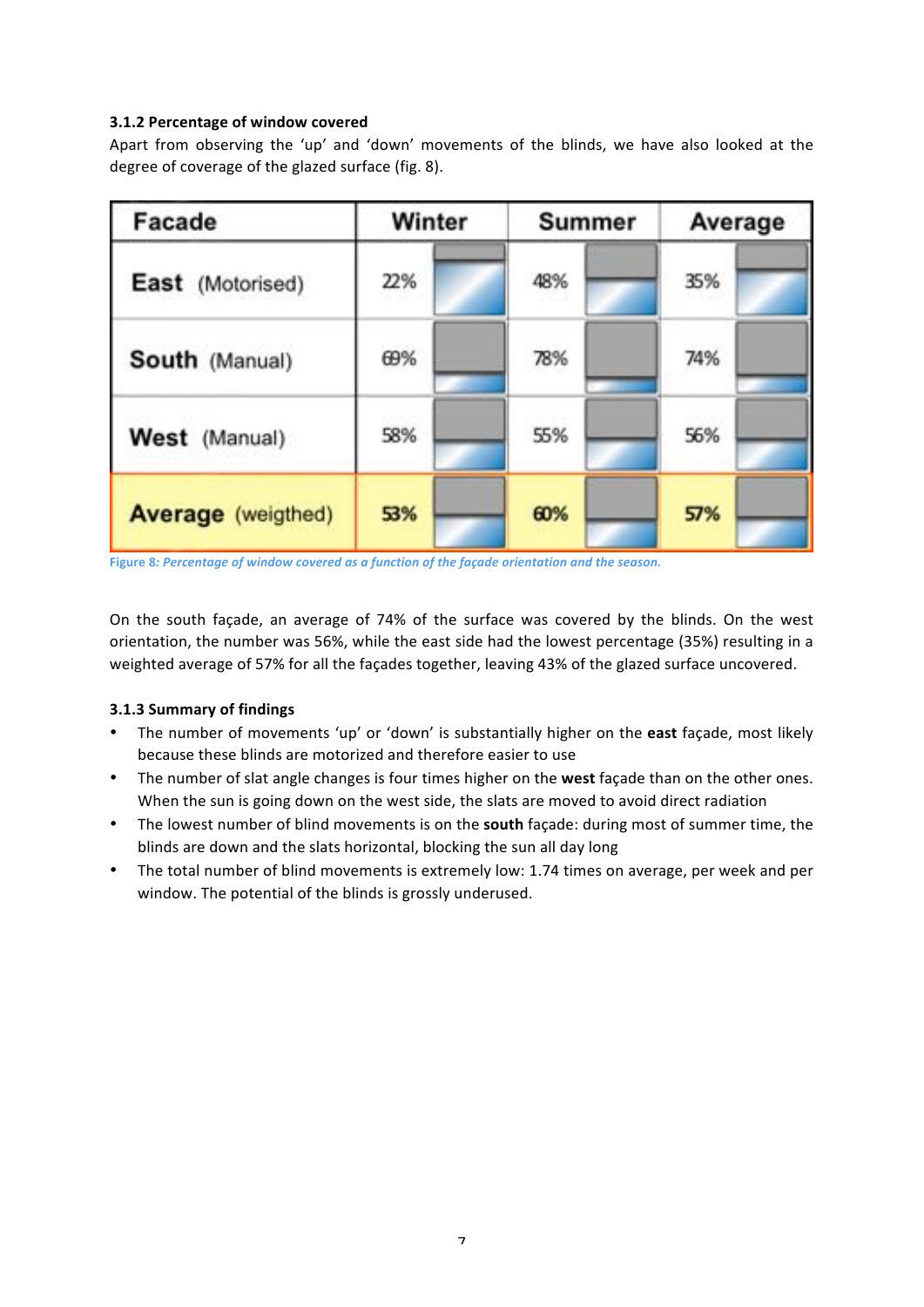### 3.1.2 Percentage of window covered

Apart from observing the 'up' and 'down' movements of the blinds, we have also looked at the degree of coverage of the glazed surface (fig. 8).

| Facade | Winter | Summer | Average |
|---|---|---|---|
| **East** (Motorised) | 22% | 48% | 35% |
| **South** (Manual) | 69% | 78% | 74% |
| **West** (Manual) | 58% | 55% | 56% |
| **Average** (weigthed) | **53%** | **60%** | **57%** |

Figure 8*: Percentage of window covered as a function of the façade orientation and the season.*

On the south façade, an average of 74% of the surface was covered by the blinds. On the west orientation, the number was 56%, while the east side had the lowest percentage (35%) resulting in a weighted average of 57% for all the façades together, leaving 43% of the glazed surface uncovered.

### 3.1.3 Summary of findings

- The number of movements 'up' or 'down' is substantially higher on the **east** façade, most likely because these blinds are motorized and therefore easier to use
- The number of slat angle changes is four times higher on the **west** façade than on the other ones. When the sun is going down on the west side, the slats are moved to avoid direct radiation
- The lowest number of blind movements is on the **south** façade: during most of summer time, the blinds are down and the slats horizontal, blocking the sun all day long
- The total number of blind movements is extremely low: 1.74 times on average, per week and per window. The potential of the blinds is grossly underused.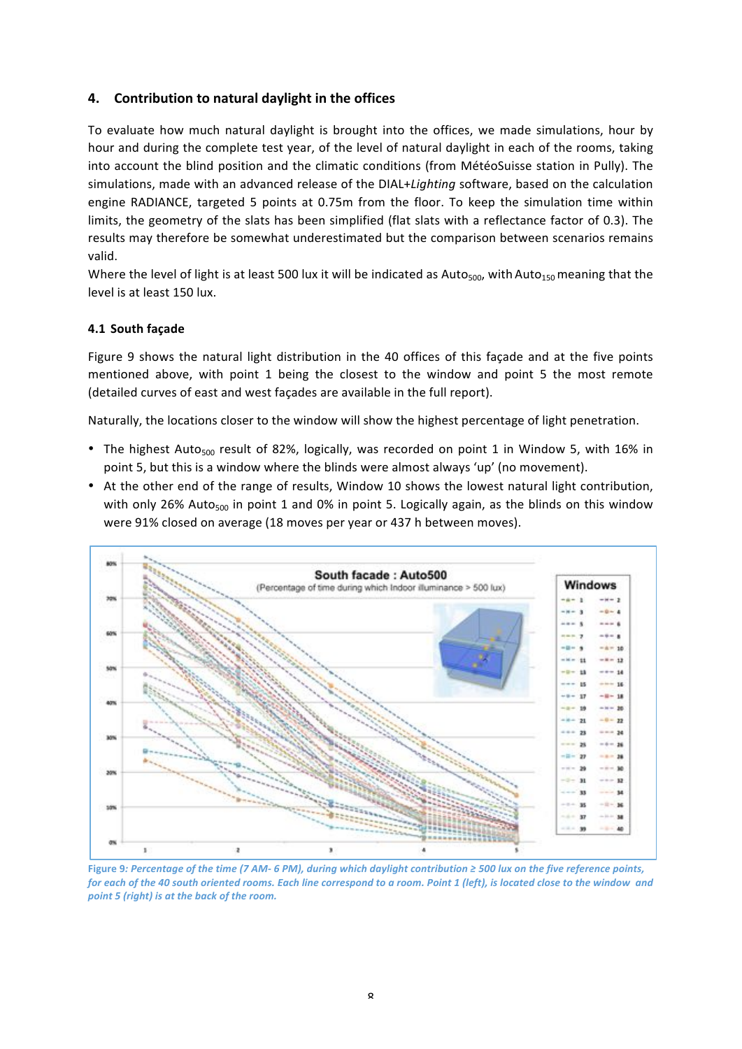## 4. Contribution to natural daylight in the offices

To evaluate how much natural daylight is brought into the offices, we made simulations, hour by hour and during the complete test year, of the level of natural daylight in each of the rooms, taking into account the blind position and the climatic conditions (from MétéoSuisse station in Pully). The simulations, made with an advanced release of the DIAL+*Lighting* software, based on the calculation engine RADIANCE, targeted 5 points at 0.75m from the floor. To keep the simulation time within limits, the geometry of the slats has been simplified (flat slats with a reflectance factor of 0.3). The results may therefore be somewhat underestimated but the comparison between scenarios remains valid.

Where the level of light is at least 500 lux it will be indicated as $Auto_{500}$, with $Auto_{150}$ meaning that the level is at least 150 lux.

### 4.1 South façade

Figure 9 shows the natural light distribution in the 40 offices of this façade and at the five points mentioned above, with point 1 being the closest to the window and point 5 the most remote (detailed curves of east and west façades are available in the full report).

Naturally, the locations closer to the window will show the highest percentage of light penetration.

- The highest $Auto_{500}$ result of 82%, logically, was recorded on point 1 in Window 5, with 16% in point 5, but this is a window where the blinds were almost always 'up' (no movement).
- At the other end of the range of results, Window 10 shows the lowest natural light contribution, with only 26% $Auto_{500}$ in point 1 and 0% in point 5. Logically again, as the blinds on this window were 91% closed on average (18 moves per year or 437 h between moves).

*Figure 9: Percentage of the time (7 AM- 6 PM), during which daylight contribution ≥ 500 lux on the five reference points, for each of the 40 south oriented rooms. Each line correspond to a room. Point 1 (left), is located close to the window and point 5 (right) is at the back of the room.*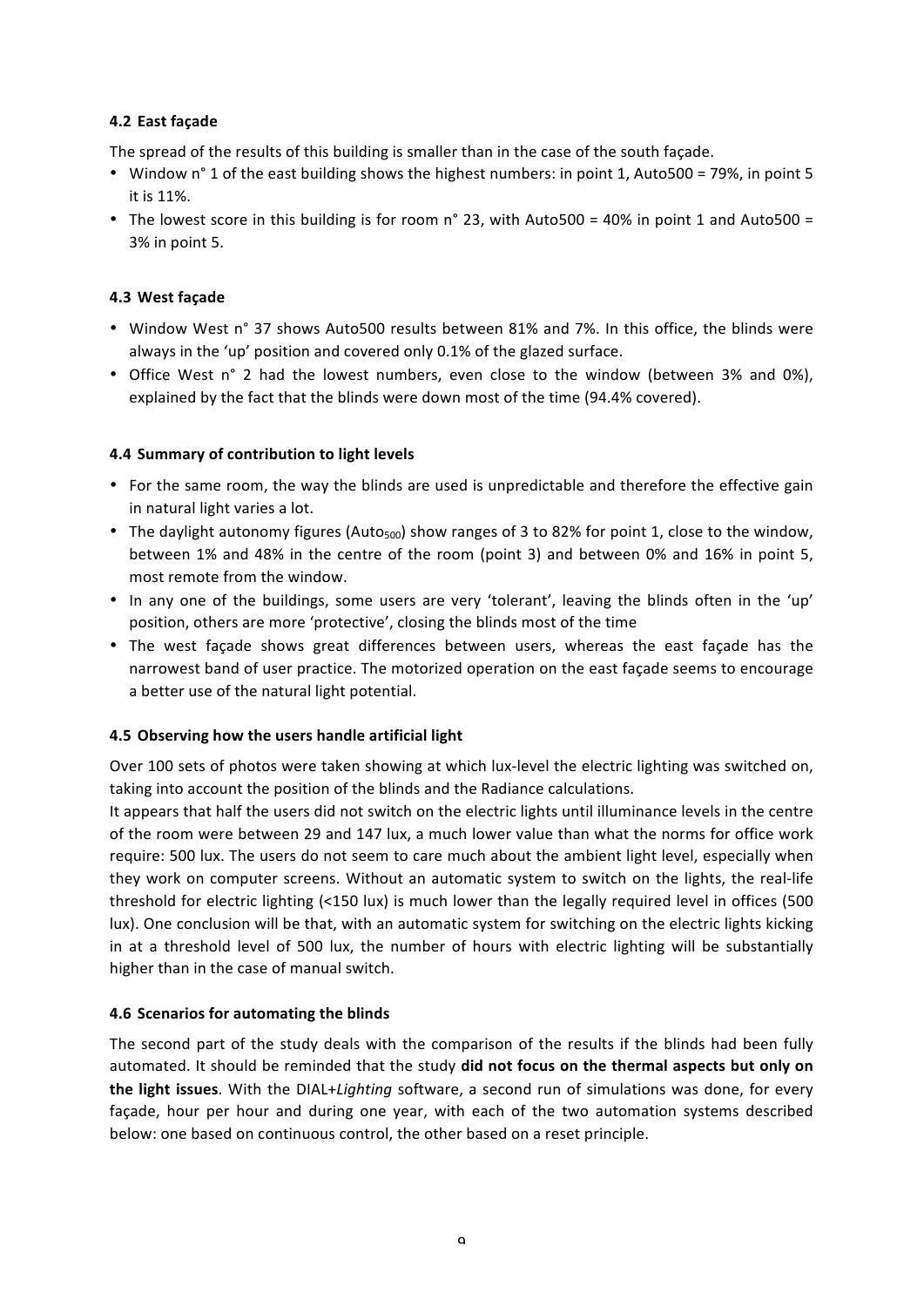### 4.2 East façade

The spread of the results of this building is smaller than in the case of the south façade.

- Window n° 1 of the east building shows the highest numbers: in point 1, Auto500 = 79%, in point 5 it is 11%.
- The lowest score in this building is for room n° 23, with Auto500 = 40% in point 1 and Auto500 = 3% in point 5.

### 4.3 West façade

- Window West n° 37 shows Auto500 results between 81% and 7%. In this office, the blinds were always in the 'up' position and covered only 0.1% of the glazed surface.
- Office West n° 2 had the lowest numbers, even close to the window (between 3% and 0%), explained by the fact that the blinds were down most of the time (94.4% covered).

### 4.4 Summary of contribution to light levels

- For the same room, the way the blinds are used is unpredictable and therefore the effective gain in natural light varies a lot.
- The daylight autonomy figures ($Auto_{500}$) show ranges of 3 to 82% for point 1, close to the window, between 1% and 48% in the centre of the room (point 3) and between 0% and 16% in point 5, most remote from the window.
- In any one of the buildings, some users are very 'tolerant', leaving the blinds often in the 'up' position, others are more 'protective', closing the blinds most of the time
- The west façade shows great differences between users, whereas the east façade has the narrowest band of user practice. The motorized operation on the east façade seems to encourage a better use of the natural light potential.

### 4.5 Observing how the users handle artificial light

Over 100 sets of photos were taken showing at which lux-level the electric lighting was switched on, taking into account the position of the blinds and the Radiance calculations.

It appears that half the users did not switch on the electric lights until illuminance levels in the centre of the room were between 29 and 147 lux, a much lower value than what the norms for office work require: 500 lux. The users do not seem to care much about the ambient light level, especially when they work on computer screens. Without an automatic system to switch on the lights, the real-life threshold for electric lighting (<150 lux) is much lower than the legally required level in offices (500 lux). One conclusion will be that, with an automatic system for switching on the electric lights kicking in at a threshold level of 500 lux, the number of hours with electric lighting will be substantially higher than in the case of manual switch.

### 4.6 Scenarios for automating the blinds

The second part of the study deals with the comparison of the results if the blinds had been fully automated. It should be reminded that the study **did not focus on the thermal aspects but only on the light issues**. With the DIAL+*Lighting* software, a second run of simulations was done, for every façade, hour per hour and during one year, with each of the two automation systems described below: one based on continuous control, the other based on a reset principle.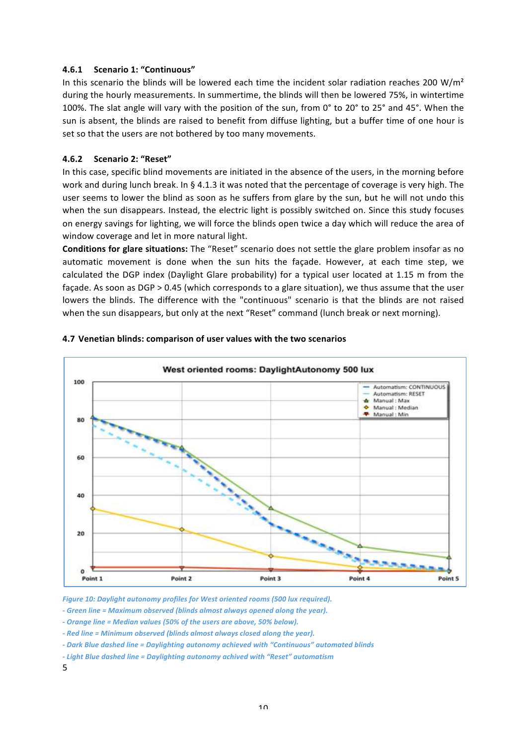#### 4.6.1 Scenario 1: "Continuous"

In this scenario the blinds will be lowered each time the incident solar radiation reaches 200 W/m² during the hourly measurements. In summertime, the blinds will then be lowered 75%, in wintertime 100%. The slat angle will vary with the position of the sun, from 0° to 20° to 25° and 45°. When the sun is absent, the blinds are raised to benefit from diffuse lighting, but a buffer time of one hour is set so that the users are not bothered by too many movements.

#### 4.6.2 Scenario 2: "Reset"

In this case, specific blind movements are initiated in the absence of the users, in the morning before work and during lunch break. In § 4.1.3 it was noted that the percentage of coverage is very high. The user seems to lower the blind as soon as he suffers from glare by the sun, but he will not undo this when the sun disappears. Instead, the electric light is possibly switched on. Since this study focuses on energy savings for lighting, we will force the blinds open twice a day which will reduce the area of window coverage and let in more natural light.

**Conditions for glare situations:** The "Reset" scenario does not settle the glare problem insofar as no automatic movement is done when the sun hits the façade. However, at each time step, we calculated the DGP index (Daylight Glare probability) for a typical user located at 1.15 m from the façade. As soon as DGP > 0.45 (which corresponds to a glare situation), we thus assume that the user lowers the blinds. The difference with the "continuous" scenario is that the blinds are not raised when the sun disappears, but only at the next "Reset" command (lunch break or next morning).

### 4.7 Venetian blinds: comparison of user values with the two scenarios

*Figure 10: Daylight autonomy profiles for West oriented rooms (500 lux required).*
*- Green line = Maximum observed (blinds almost always opened along the year).*
*- Orange line = Median values (50% of the users are above, 50% below).*
*- Red line = Minimum observed (blinds almost always closed along the year).*
*- Dark Blue dashed line = Daylighting autonomy achieved with "Continuous" automated blinds*
*- Light Blue dashed line = Daylighting autonomy achived with "Reset" automatism*

5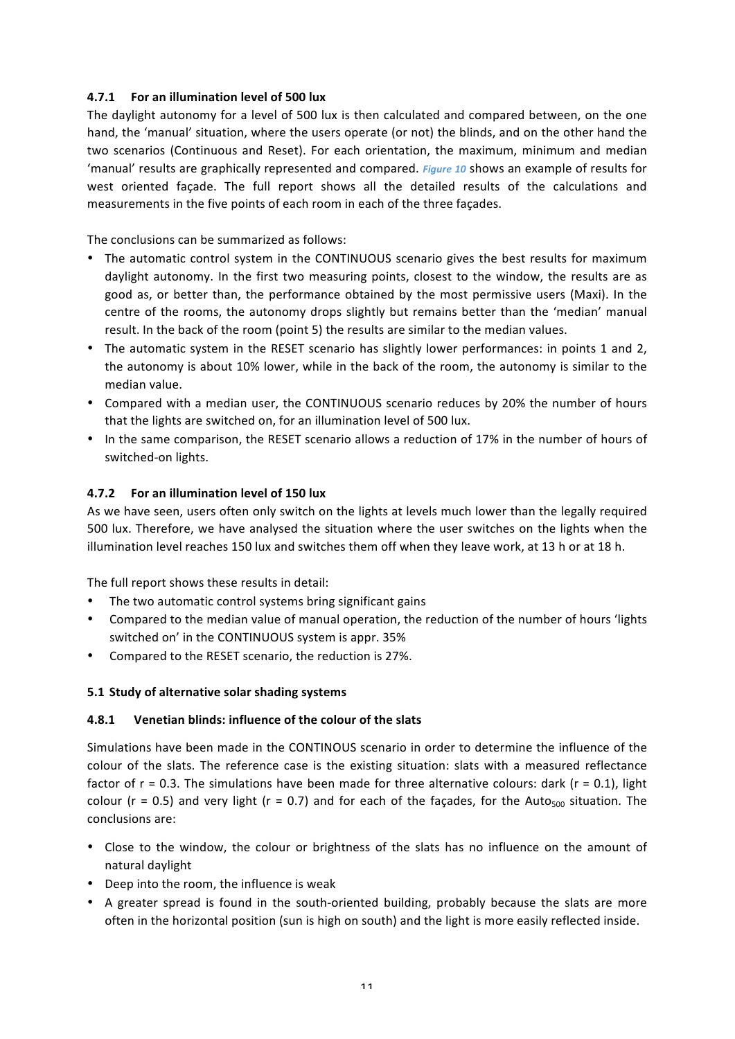### 4.7.1 For an illumination level of 500 lux

The daylight autonomy for a level of 500 lux is then calculated and compared between, on the one hand, the 'manual' situation, where the users operate (or not) the blinds, and on the other hand the two scenarios (Continuous and Reset). For each orientation, the maximum, minimum and median 'manual' results are graphically represented and compared. *Figure 10* shows an example of results for west oriented façade. The full report shows all the detailed results of the calculations and measurements in the five points of each room in each of the three façades.

The conclusions can be summarized as follows:

- The automatic control system in the CONTINUOUS scenario gives the best results for maximum daylight autonomy. In the first two measuring points, closest to the window, the results are as good as, or better than, the performance obtained by the most permissive users (Maxi). In the centre of the rooms, the autonomy drops slightly but remains better than the 'median' manual result. In the back of the room (point 5) the results are similar to the median values.
- The automatic system in the RESET scenario has slightly lower performances: in points 1 and 2, the autonomy is about 10% lower, while in the back of the room, the autonomy is similar to the median value.
- Compared with a median user, the CONTINUOUS scenario reduces by 20% the number of hours that the lights are switched on, for an illumination level of 500 lux.
- In the same comparison, the RESET scenario allows a reduction of 17% in the number of hours of switched-on lights.

### 4.7.2 For an illumination level of 150 lux

As we have seen, users often only switch on the lights at levels much lower than the legally required 500 lux. Therefore, we have analysed the situation where the user switches on the lights when the illumination level reaches 150 lux and switches them off when they leave work, at 13 h or at 18 h.

The full report shows these results in detail:

- The two automatic control systems bring significant gains
- Compared to the median value of manual operation, the reduction of the number of hours 'lights switched on' in the CONTINUOUS system is appr. 35%
- Compared to the RESET scenario, the reduction is 27%.

## 5.1 Study of alternative solar shading systems

### 4.8.1 Venetian blinds: influence of the colour of the slats

Simulations have been made in the CONTINOUS scenario in order to determine the influence of the colour of the slats. The reference case is the existing situation: slats with a measured reflectance factor of r = 0.3. The simulations have been made for three alternative colours: dark (r = 0.1), light colour (r = 0.5) and very light (r = 0.7) and for each of the façades, for the $Auto_{500}$ situation. The conclusions are:

- Close to the window, the colour or brightness of the slats has no influence on the amount of natural daylight
- Deep into the room, the influence is weak
- A greater spread is found in the south-oriented building, probably because the slats are more often in the horizontal position (sun is high on south) and the light is more easily reflected inside.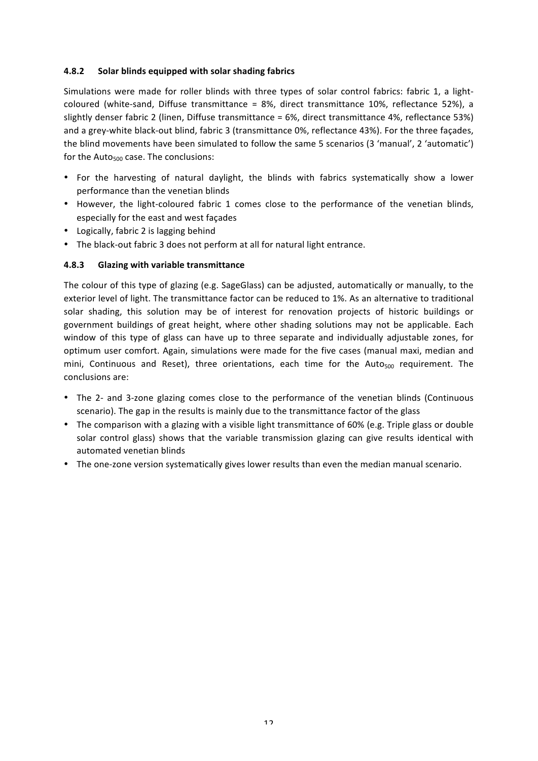### 4.8.2 Solar blinds equipped with solar shading fabrics

Simulations were made for roller blinds with three types of solar control fabrics: fabric 1, a light-coloured (white-sand, Diffuse transmittance = 8%, direct transmittance 10%, reflectance 52%), a slightly denser fabric 2 (linen, Diffuse transmittance = 6%, direct transmittance 4%, reflectance 53%) and a grey-white black-out blind, fabric 3 (transmittance 0%, reflectance 43%). For the three façades, the blind movements have been simulated to follow the same 5 scenarios (3 'manual', 2 'automatic') for the $Auto_{500}$ case. The conclusions:

- For the harvesting of natural daylight, the blinds with fabrics systematically show a lower performance than the venetian blinds
- However, the light-coloured fabric 1 comes close to the performance of the venetian blinds, especially for the east and west façades
- Logically, fabric 2 is lagging behind
- The black-out fabric 3 does not perform at all for natural light entrance.

### 4.8.3 Glazing with variable transmittance

The colour of this type of glazing (e.g. SageGlass) can be adjusted, automatically or manually, to the exterior level of light. The transmittance factor can be reduced to 1%. As an alternative to traditional solar shading, this solution may be of interest for renovation projects of historic buildings or government buildings of great height, where other shading solutions may not be applicable. Each window of this type of glass can have up to three separate and individually adjustable zones, for optimum user comfort. Again, simulations were made for the five cases (manual maxi, median and mini, Continuous and Reset), three orientations, each time for the $Auto_{500}$ requirement. The conclusions are:

- The 2- and 3-zone glazing comes close to the performance of the venetian blinds (Continuous scenario). The gap in the results is mainly due to the transmittance factor of the glass
- The comparison with a glazing with a visible light transmittance of 60% (e.g. Triple glass or double solar control glass) shows that the variable transmission glazing can give results identical with automated venetian blinds
- The one-zone version systematically gives lower results than even the median manual scenario.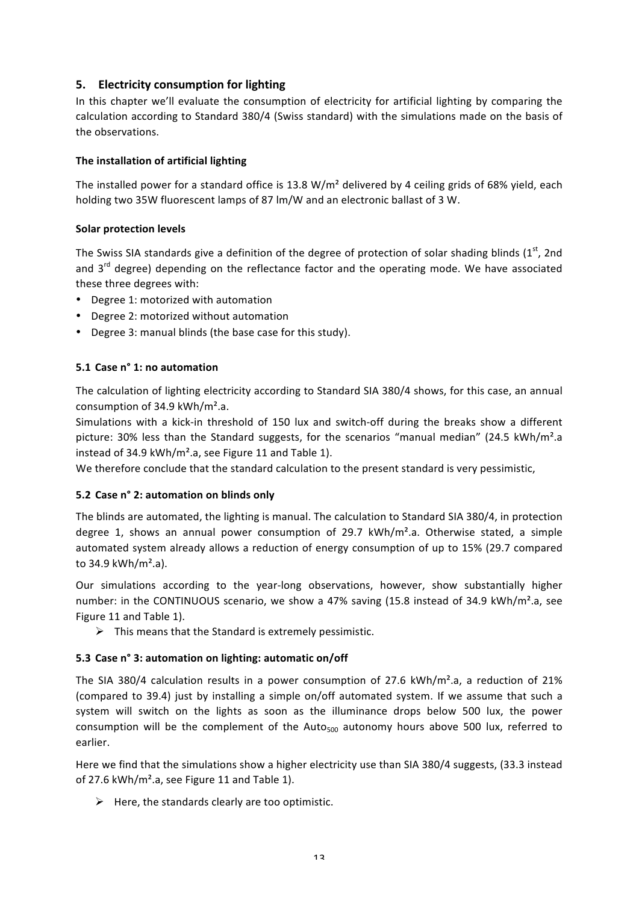## 5. Electricity consumption for lighting

In this chapter we'll evaluate the consumption of electricity for artificial lighting by comparing the calculation according to Standard 380/4 (Swiss standard) with the simulations made on the basis of the observations.

**The installation of artificial lighting**

The installed power for a standard office is 13.8 W/m² delivered by 4 ceiling grids of 68% yield, each holding two 35W fluorescent lamps of 87 lm/W and an electronic ballast of 3 W.

**Solar protection levels**

The Swiss SIA standards give a definition of the degree of protection of solar shading blinds (1st, 2nd and 3rd degree) depending on the reflectance factor and the operating mode. We have associated these three degrees with:

- Degree 1: motorized with automation
- Degree 2: motorized without automation
- Degree 3: manual blinds (the base case for this study).

### 5.1 Case n° 1: no automation

The calculation of lighting electricity according to Standard SIA 380/4 shows, for this case, an annual consumption of 34.9 kWh/m².a.

Simulations with a kick-in threshold of 150 lux and switch-off during the breaks show a different picture: 30% less than the Standard suggests, for the scenarios "manual median" (24.5 kWh/m².a instead of 34.9 kWh/m².a, see Figure 11 and Table 1).

We therefore conclude that the standard calculation to the present standard is very pessimistic,

### 5.2 Case n° 2: automation on blinds only

The blinds are automated, the lighting is manual. The calculation to Standard SIA 380/4, in protection degree 1, shows an annual power consumption of 29.7 kWh/m².a. Otherwise stated, a simple automated system already allows a reduction of energy consumption of up to 15% (29.7 compared to 34.9 kWh/m².a).

Our simulations according to the year-long observations, however, show substantially higher number: in the CONTINUOUS scenario, we show a 47% saving (15.8 instead of 34.9 kWh/m².a, see Figure 11 and Table 1).

- ➢ This means that the Standard is extremely pessimistic.

### 5.3 Case n° 3: automation on lighting: automatic on/off

The SIA 380/4 calculation results in a power consumption of 27.6 kWh/m².a, a reduction of 21% (compared to 39.4) just by installing a simple on/off automated system. If we assume that such a system will switch on the lights as soon as the illuminance drops below 500 lux, the power consumption will be the complement of the $\text{Auto}_{500}$ autonomy hours above 500 lux, referred to earlier.

Here we find that the simulations show a higher electricity use than SIA 380/4 suggests, (33.3 instead of 27.6 kWh/m².a, see Figure 11 and Table 1).

- ➢ Here, the standards clearly are too optimistic.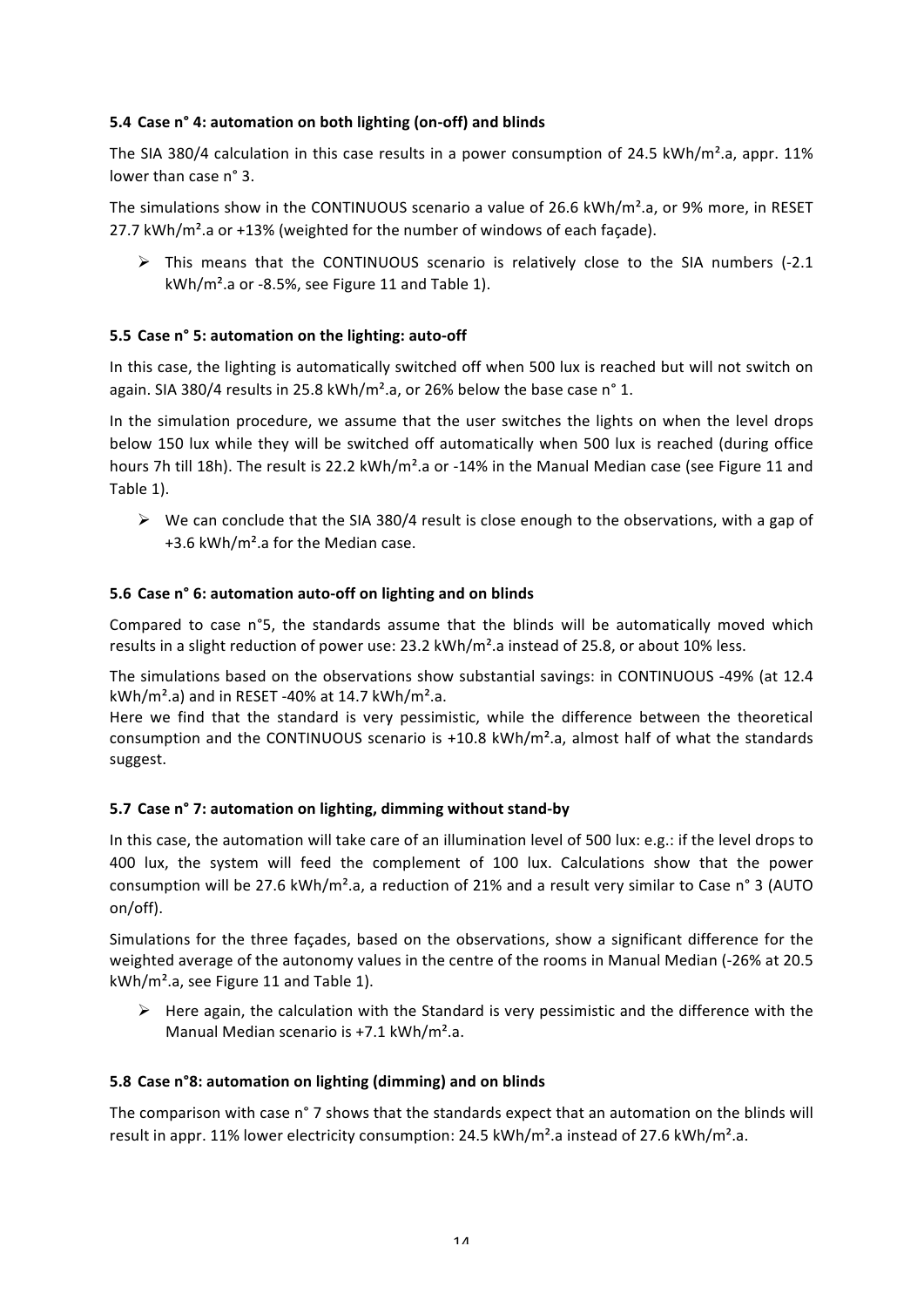### 5.4 Case n° 4: automation on both lighting (on-off) and blinds

The SIA 380/4 calculation in this case results in a power consumption of 24.5 kWh/m².a, appr. 11% lower than case n° 3.

The simulations show in the CONTINUOUS scenario a value of 26.6 kWh/m².a, or 9% more, in RESET 27.7 kWh/m².a or +13% (weighted for the number of windows of each façade).

- This means that the CONTINUOUS scenario is relatively close to the SIA numbers (-2.1 kWh/m².a or -8.5%, see Figure 11 and Table 1).

### 5.5 Case n° 5: automation on the lighting: auto-off

In this case, the lighting is automatically switched off when 500 lux is reached but will not switch on again. SIA 380/4 results in 25.8 kWh/m².a, or 26% below the base case n° 1.

In the simulation procedure, we assume that the user switches the lights on when the level drops below 150 lux while they will be switched off automatically when 500 lux is reached (during office hours 7h till 18h). The result is 22.2 kWh/m².a or -14% in the Manual Median case (see Figure 11 and Table 1).

- We can conclude that the SIA 380/4 result is close enough to the observations, with a gap of +3.6 kWh/m².a for the Median case.

### 5.6 Case n° 6: automation auto-off on lighting and on blinds

Compared to case n°5, the standards assume that the blinds will be automatically moved which results in a slight reduction of power use: 23.2 kWh/m².a instead of 25.8, or about 10% less.

The simulations based on the observations show substantial savings: in CONTINUOUS -49% (at 12.4 kWh/m².a) and in RESET -40% at 14.7 kWh/m².a.
Here we find that the standard is very pessimistic, while the difference between the theoretical consumption and the CONTINUOUS scenario is +10.8 kWh/m².a, almost half of what the standards suggest.

### 5.7 Case n° 7: automation on lighting, dimming without stand-by

In this case, the automation will take care of an illumination level of 500 lux: e.g.: if the level drops to 400 lux, the system will feed the complement of 100 lux. Calculations show that the power consumption will be 27.6 kWh/m².a, a reduction of 21% and a result very similar to Case n° 3 (AUTO on/off).

Simulations for the three façades, based on the observations, show a significant difference for the weighted average of the autonomy values in the centre of the rooms in Manual Median (-26% at 20.5 kWh/m².a, see Figure 11 and Table 1).

- Here again, the calculation with the Standard is very pessimistic and the difference with the Manual Median scenario is +7.1 kWh/m².a.

### 5.8 Case n°8: automation on lighting (dimming) and on blinds

The comparison with case n° 7 shows that the standards expect that an automation on the blinds will result in appr. 11% lower electricity consumption: 24.5 kWh/m².a instead of 27.6 kWh/m².a.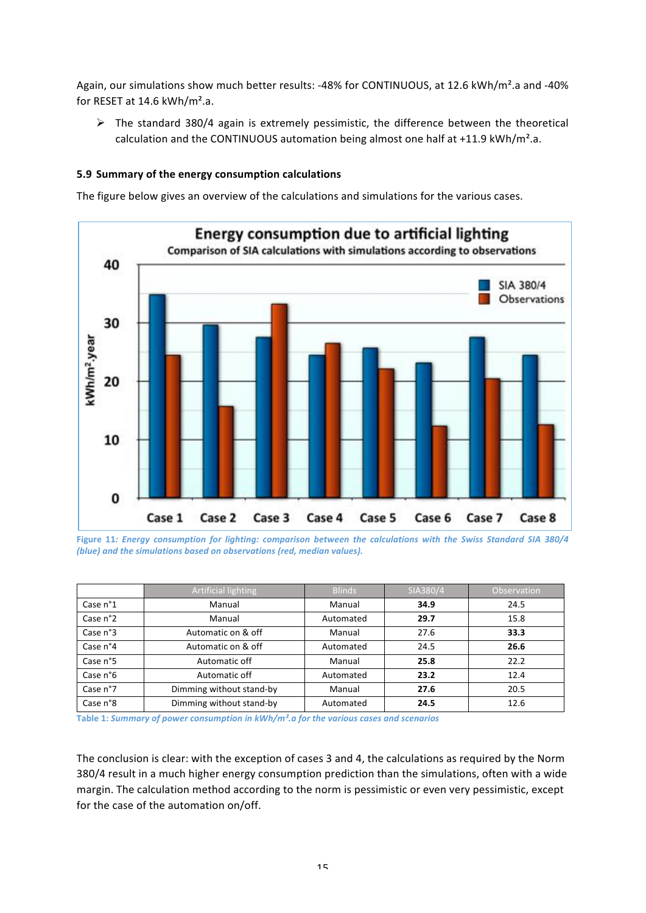Again, our simulations show much better results: -48% for CONTINUOUS, at 12.6 kWh/m².a and -40% for RESET at 14.6 kWh/m².a.

- The standard 380/4 again is extremely pessimistic, the difference between the theoretical calculation and the CONTINUOUS automation being almost one half at +11.9 kWh/m².a.

### 5.9 Summary of the energy consumption calculations

The figure below gives an overview of the calculations and simulations for the various cases.

*Figure 11: Energy consumption for lighting: comparison between the calculations with the Swiss Standard SIA 380/4 (blue) and the simulations based on observations (red, median values).*

| | Artificial lighting | Blinds | SIA380/4 | Observation |
|---|---|---|---|---|
| Case n°1 | Manual | Manual | **34.9** | 24.5 |
| Case n°2 | Manual | Automated | **29.7** | 15.8 |
| Case n°3 | Automatic on & off | Manual | 27.6 | **33.3** |
| Case n°4 | Automatic on & off | Automated | 24.5 | **26.6** |
| Case n°5 | Automatic off | Manual | **25.8** | 22.2 |
| Case n°6 | Automatic off | Automated | **23.2** | 12.4 |
| Case n°7 | Dimming without stand-by | Manual | **27.6** | 20.5 |
| Case n°8 | Dimming without stand-by | Automated | **24.5** | 12.6 |

Table 1: *Summary of power consumption in kWh/m².a for the various cases and scenarios*

The conclusion is clear: with the exception of cases 3 and 4, the calculations as required by the Norm 380/4 result in a much higher energy consumption prediction than the simulations, often with a wide margin. The calculation method according to the norm is pessimistic or even very pessimistic, except for the case of the automation on/off.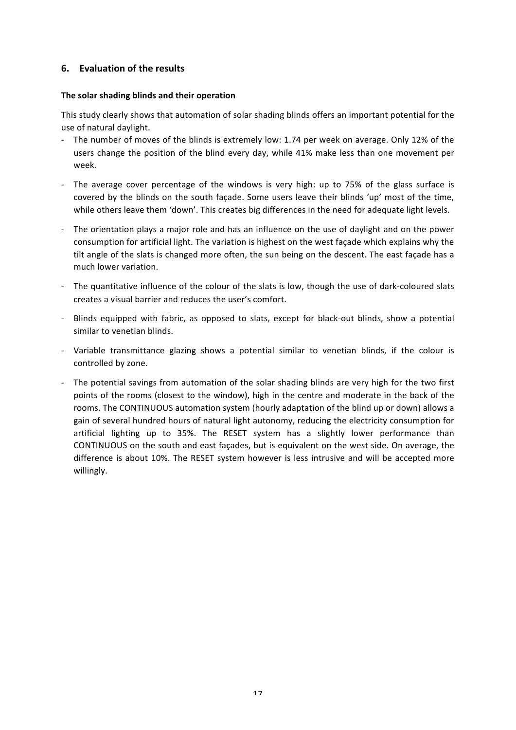## 6. Evaluation of the results

**The solar shading blinds and their operation**

This study clearly shows that automation of solar shading blinds offers an important potential for the use of natural daylight.

- The number of moves of the blinds is extremely low: 1.74 per week on average. Only 12% of the users change the position of the blind every day, while 41% make less than one movement per week.
- The average cover percentage of the windows is very high: up to 75% of the glass surface is covered by the blinds on the south façade. Some users leave their blinds 'up' most of the time, while others leave them 'down'. This creates big differences in the need for adequate light levels.
- The orientation plays a major role and has an influence on the use of daylight and on the power consumption for artificial light. The variation is highest on the west façade which explains why the tilt angle of the slats is changed more often, the sun being on the descent. The east façade has a much lower variation.
- The quantitative influence of the colour of the slats is low, though the use of dark-coloured slats creates a visual barrier and reduces the user's comfort.
- Blinds equipped with fabric, as opposed to slats, except for black-out blinds, show a potential similar to venetian blinds.
- Variable transmittance glazing shows a potential similar to venetian blinds, if the colour is controlled by zone.
- The potential savings from automation of the solar shading blinds are very high for the two first points of the rooms (closest to the window), high in the centre and moderate in the back of the rooms. The CONTINUOUS automation system (hourly adaptation of the blind up or down) allows a gain of several hundred hours of natural light autonomy, reducing the electricity consumption for artificial lighting up to 35%. The RESET system has a slightly lower performance than CONTINUOUS on the south and east façades, but is equivalent on the west side. On average, the difference is about 10%. The RESET system however is less intrusive and will be accepted more willingly.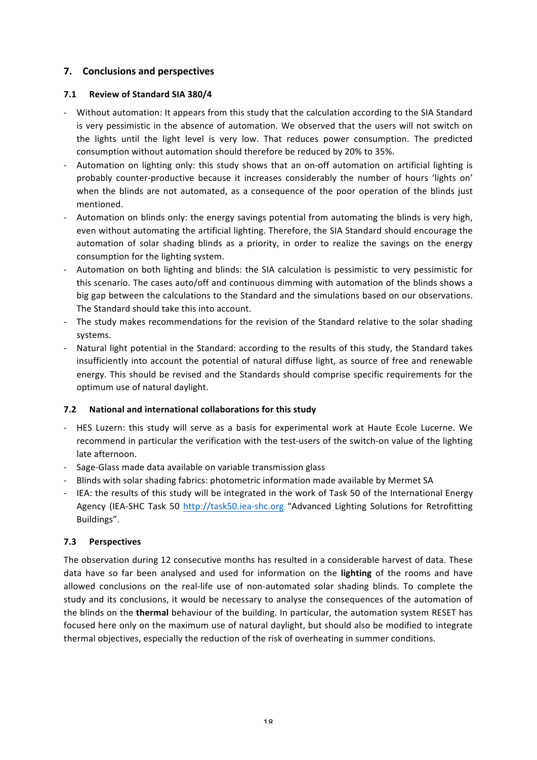## 7. Conclusions and perspectives

### 7.1 Review of Standard SIA 380/4

- Without automation: It appears from this study that the calculation according to the SIA Standard is very pessimistic in the absence of automation. We observed that the users will not switch on the lights until the light level is very low. That reduces power consumption. The predicted consumption without automation should therefore be reduced by 20% to 35%.
- Automation on lighting only: this study shows that an on-off automation on artificial lighting is probably counter-productive because it increases considerably the number of hours 'lights on' when the blinds are not automated, as a consequence of the poor operation of the blinds just mentioned.
- Automation on blinds only: the energy savings potential from automating the blinds is very high, even without automating the artificial lighting. Therefore, the SIA Standard should encourage the automation of solar shading blinds as a priority, in order to realize the savings on the energy consumption for the lighting system.
- Automation on both lighting and blinds: the SIA calculation is pessimistic to very pessimistic for this scenario. The cases auto/off and continuous dimming with automation of the blinds shows a big gap between the calculations to the Standard and the simulations based on our observations. The Standard should take this into account.
- The study makes recommendations for the revision of the Standard relative to the solar shading systems.
- Natural light potential in the Standard: according to the results of this study, the Standard takes insufficiently into account the potential of natural diffuse light, as source of free and renewable energy. This should be revised and the Standards should comprise specific requirements for the optimum use of natural daylight.

### 7.2 National and international collaborations for this study

- HES Luzern: this study will serve as a basis for experimental work at Haute Ecole Lucerne. We recommend in particular the verification with the test-users of the switch-on value of the lighting late afternoon.
- Sage-Glass made data available on variable transmission glass
- Blinds with solar shading fabrics: photometric information made available by Mermet SA
- IEA: the results of this study will be integrated in the work of Task 50 of the International Energy Agency (IEA-SHC Task 50 http://task50.iea-shc.org "Advanced Lighting Solutions for Retrofitting Buildings".

### 7.3 Perspectives

The observation during 12 consecutive months has resulted in a considerable harvest of data. These data have so far been analysed and used for information on the **lighting** of the rooms and have allowed conclusions on the real-life use of non-automated solar shading blinds. To complete the study and its conclusions, it would be necessary to analyse the consequences of the automation of the blinds on the **thermal** behaviour of the building. In particular, the automation system RESET has focused here only on the maximum use of natural daylight, but should also be modified to integrate thermal objectives, especially the reduction of the risk of overheating in summer conditions.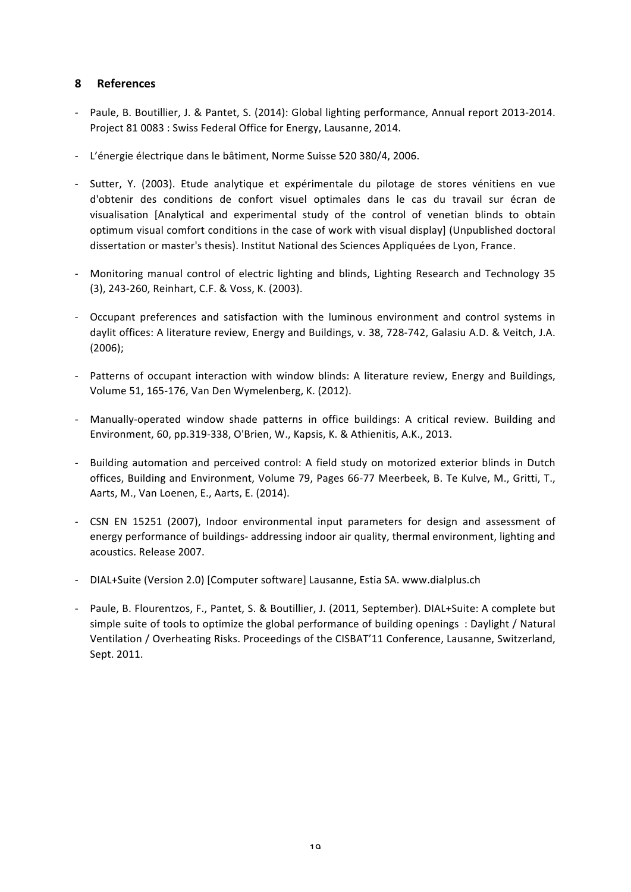## 8 References

- Paule, B. Boutillier, J. & Pantet, S. (2014): Global lighting performance, Annual report 2013-2014. Project 81 0083 : Swiss Federal Office for Energy, Lausanne, 2014.

- L'énergie électrique dans le bâtiment, Norme Suisse 520 380/4, 2006.

- Sutter, Y. (2003). Etude analytique et expérimentale du pilotage de stores vénitiens en vue d'obtenir des conditions de confort visuel optimales dans le cas du travail sur écran de visualisation [Analytical and experimental study of the control of venetian blinds to obtain optimum visual comfort conditions in the case of work with visual display] (Unpublished doctoral dissertation or master's thesis). Institut National des Sciences Appliquées de Lyon, France.

- Monitoring manual control of electric lighting and blinds, Lighting Research and Technology 35 (3), 243-260, Reinhart, C.F. & Voss, K. (2003).

- Occupant preferences and satisfaction with the luminous environment and control systems in daylit offices: A literature review, Energy and Buildings, v. 38, 728-742, Galasiu A.D. & Veitch, J.A. (2006);

- Patterns of occupant interaction with window blinds: A literature review, Energy and Buildings, Volume 51, 165-176, Van Den Wymelenberg, K. (2012).

- Manually-operated window shade patterns in office buildings: A critical review. Building and Environment, 60, pp.319-338, O'Brien, W., Kapsis, K. & Athienitis, A.K., 2013.

- Building automation and perceived control: A field study on motorized exterior blinds in Dutch offices, Building and Environment, Volume 79, Pages 66-77 Meerbeek, B. Te Kulve, M., Gritti, T., Aarts, M., Van Loenen, E., Aarts, E. (2014).

- CSN EN 15251 (2007), Indoor environmental input parameters for design and assessment of energy performance of buildings- addressing indoor air quality, thermal environment, lighting and acoustics. Release 2007.

- DIAL+Suite (Version 2.0) [Computer software] Lausanne, Estia SA. www.dialplus.ch

- Paule, B. Flourentzos, F., Pantet, S. & Boutillier, J. (2011, September). DIAL+Suite: A complete but simple suite of tools to optimize the global performance of building openings : Daylight / Natural Ventilation / Overheating Risks. Proceedings of the CISBAT'11 Conference, Lausanne, Switzerland, Sept. 2011.